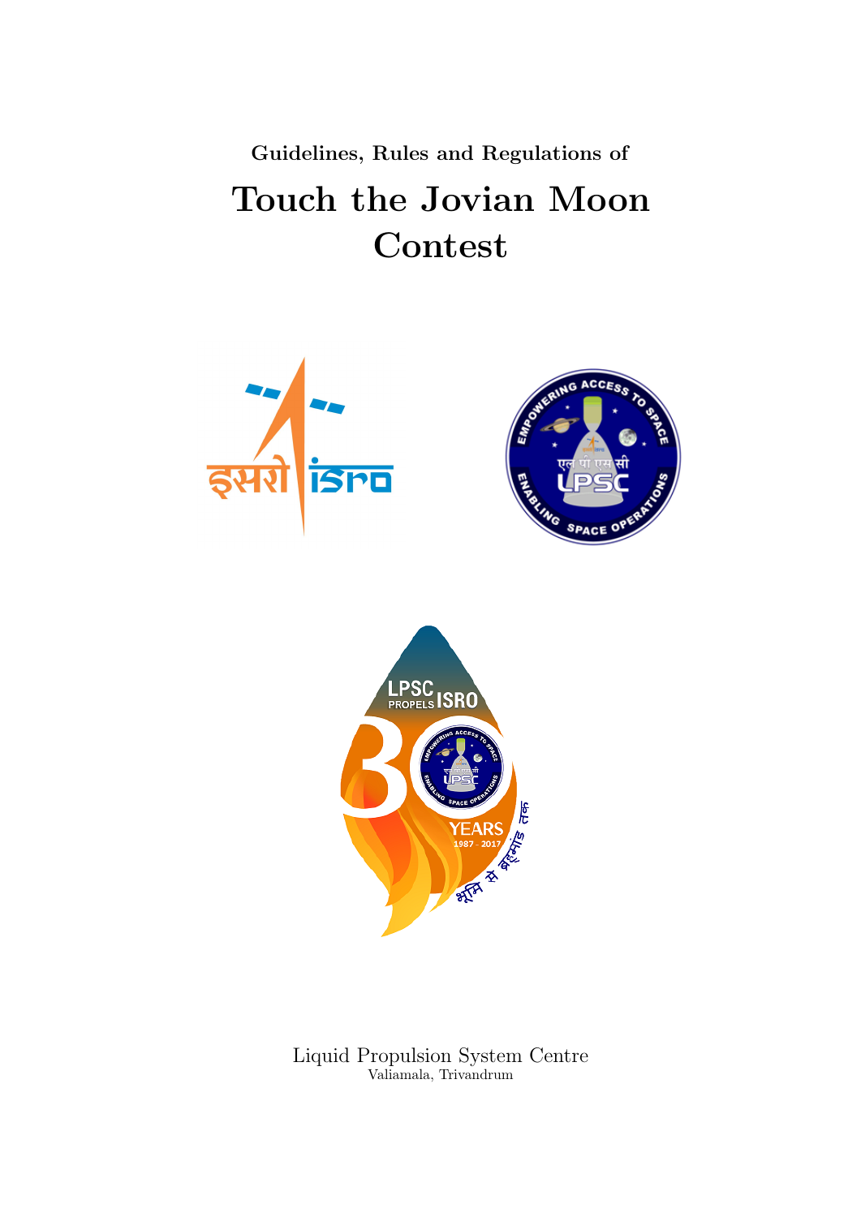Guidelines, Rules and Regulations of

# Touch the Jovian Moon Contest

Liquid Propulsion System Centre
Valiamala, Trivandrum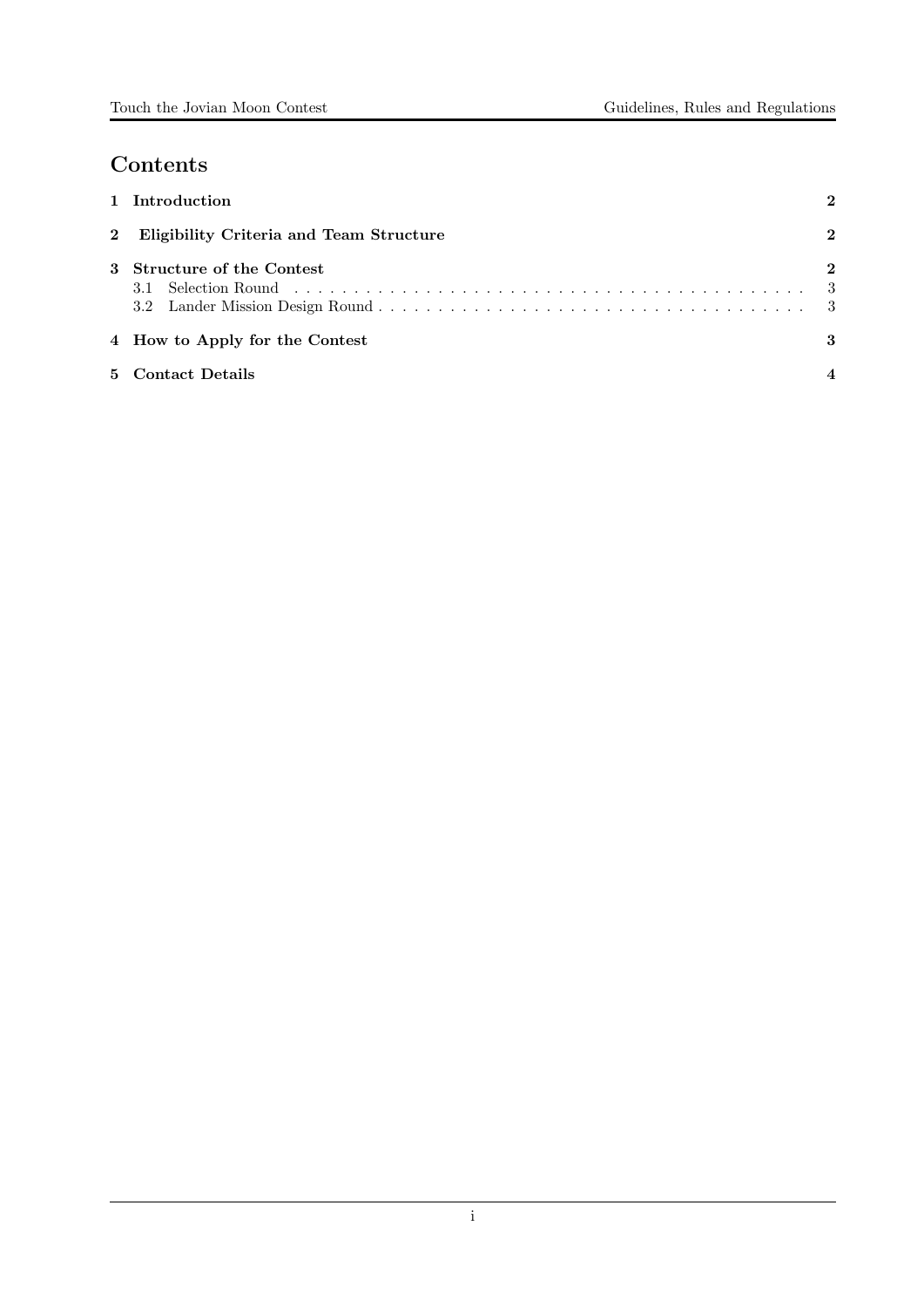## Contents

| | |
|---|---|
| **1 Introduction** | **2** |
| **2 Eligibility Criteria and Team Structure** | **2** |
| **3 Structure of the Contest** | **2** |
| 3.1 Selection Round | 3 |
| 3.2 Lander Mission Design Round | 3 |
| **4 How to Apply for the Contest** | **3** |
| **5 Contact Details** | **4** |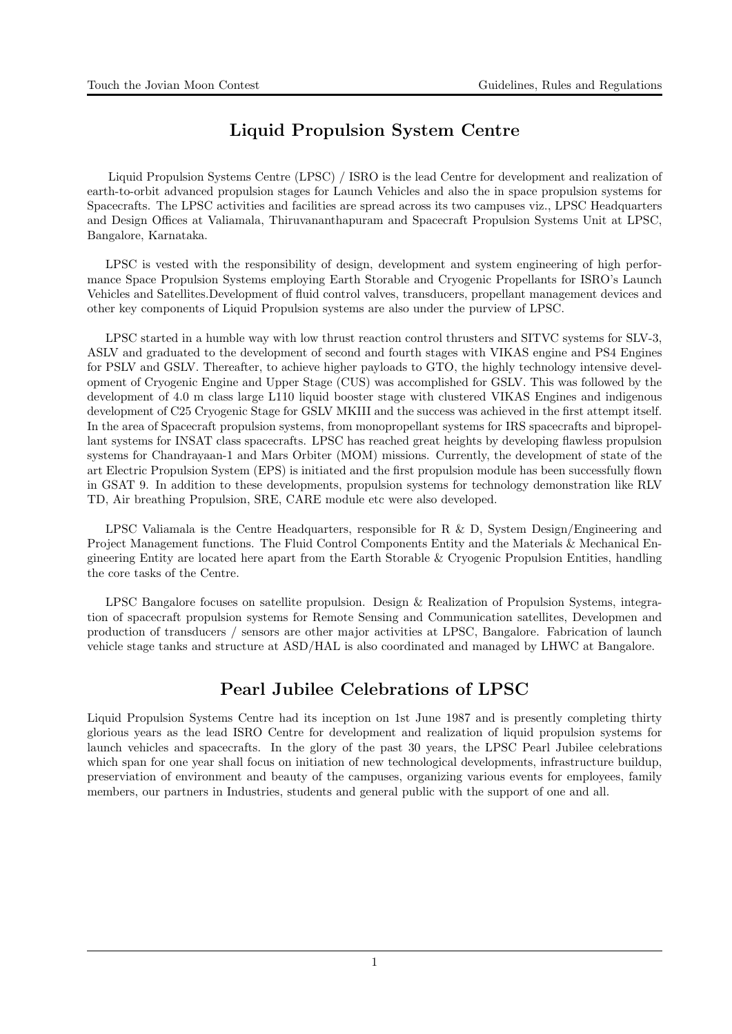## Liquid Propulsion System Centre

Liquid Propulsion Systems Centre (LPSC) / ISRO is the lead Centre for development and realization of earth-to-orbit advanced propulsion stages for Launch Vehicles and also the in space propulsion systems for Spacecrafts. The LPSC activities and facilities are spread across its two campuses viz., LPSC Headquarters and Design Offices at Valiamala, Thiruvananthapuram and Spacecraft Propulsion Systems Unit at LPSC, Bangalore, Karnataka.

LPSC is vested with the responsibility of design, development and system engineering of high performance Space Propulsion Systems employing Earth Storable and Cryogenic Propellants for ISRO's Launch Vehicles and Satellites.Development of fluid control valves, transducers, propellant management devices and other key components of Liquid Propulsion systems are also under the purview of LPSC.

LPSC started in a humble way with low thrust reaction control thrusters and SITVC systems for SLV-3, ASLV and graduated to the development of second and fourth stages with VIKAS engine and PS4 Engines for PSLV and GSLV. Thereafter, to achieve higher payloads to GTO, the highly technology intensive development of Cryogenic Engine and Upper Stage (CUS) was accomplished for GSLV. This was followed by the development of 4.0 m class large L110 liquid booster stage with clustered VIKAS Engines and indigenous development of C25 Cryogenic Stage for GSLV MKIII and the success was achieved in the first attempt itself. In the area of Spacecraft propulsion systems, from monopropellant systems for IRS spacecrafts and bipropellant systems for INSAT class spacecrafts. LPSC has reached great heights by developing flawless propulsion systems for Chandrayaan-1 and Mars Orbiter (MOM) missions. Currently, the development of state of the art Electric Propulsion System (EPS) is initiated and the first propulsion module has been successfully flown in GSAT 9. In addition to these developments, propulsion systems for technology demonstration like RLV TD, Air breathing Propulsion, SRE, CARE module etc were also developed.

LPSC Valiamala is the Centre Headquarters, responsible for R & D, System Design/Engineering and Project Management functions. The Fluid Control Components Entity and the Materials & Mechanical Engineering Entity are located here apart from the Earth Storable & Cryogenic Propulsion Entities, handling the core tasks of the Centre.

LPSC Bangalore focuses on satellite propulsion. Design & Realization of Propulsion Systems, integration of spacecraft propulsion systems for Remote Sensing and Communication satellites, Developmen and production of transducers / sensors are other major activities at LPSC, Bangalore. Fabrication of launch vehicle stage tanks and structure at ASD/HAL is also coordinated and managed by LHWC at Bangalore.

## Pearl Jubilee Celebrations of LPSC

Liquid Propulsion Systems Centre had its inception on 1st June 1987 and is presently completing thirty glorious years as the lead ISRO Centre for development and realization of liquid propulsion systems for launch vehicles and spacecrafts. In the glory of the past 30 years, the LPSC Pearl Jubilee celebrations which span for one year shall focus on initiation of new technological developments, infrastructure buildup, preserviation of environment and beauty of the campuses, organizing various events for employees, family members, our partners in Industries, students and general public with the support of one and all.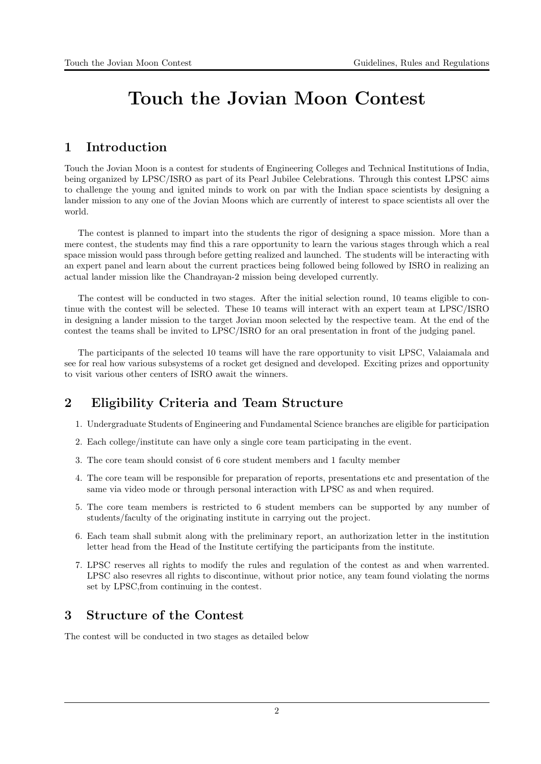# Touch the Jovian Moon Contest

## 1 Introduction

Touch the Jovian Moon is a contest for students of Engineering Colleges and Technical Institutions of India, being organized by LPSC/ISRO as part of its Pearl Jubilee Celebrations. Through this contest LPSC aims to challenge the young and ignited minds to work on par with the Indian space scientists by designing a lander mission to any one of the Jovian Moons which are currently of interest to space scientists all over the world.

The contest is planned to impart into the students the rigor of designing a space mission. More than a mere contest, the students may find this a rare opportunity to learn the various stages through which a real space mission would pass through before getting realized and launched. The students will be interacting with an expert panel and learn about the current practices being followed being followed by ISRO in realizing an actual lander mission like the Chandrayan-2 mission being developed currently.

The contest will be conducted in two stages. After the initial selection round, 10 teams eligible to continue with the contest will be selected. These 10 teams will interact with an expert team at LPSC/ISRO in designing a lander mission to the target Jovian moon selected by the respective team. At the end of the contest the teams shall be invited to LPSC/ISRO for an oral presentation in front of the judging panel.

The participants of the selected 10 teams will have the rare opportunity to visit LPSC, Valaiamala and see for real how various subsystems of a rocket get designed and developed. Exciting prizes and opportunity to visit various other centers of ISRO await the winners.

## 2 Eligibility Criteria and Team Structure

1. Undergraduate Students of Engineering and Fundamental Science branches are eligible for participation
2. Each college/institute can have only a single core team participating in the event.
3. The core team should consist of 6 core student members and 1 faculty member
4. The core team will be responsible for preparation of reports, presentations etc and presentation of the same via video mode or through personal interaction with LPSC as and when required.
5. The core team members is restricted to 6 student members can be supported by any number of students/faculty of the originating institute in carrying out the project.
6. Each team shall submit along with the preliminary report, an authorization letter in the institution letter head from the Head of the Institute certifying the participants from the institute.
7. LPSC reserves all rights to modify the rules and regulation of the contest as and when warrented. LPSC also resevres all rights to discontinue, without prior notice, any team found violating the norms set by LPSC,from continuing in the contest.

## 3 Structure of the Contest

The contest will be conducted in two stages as detailed below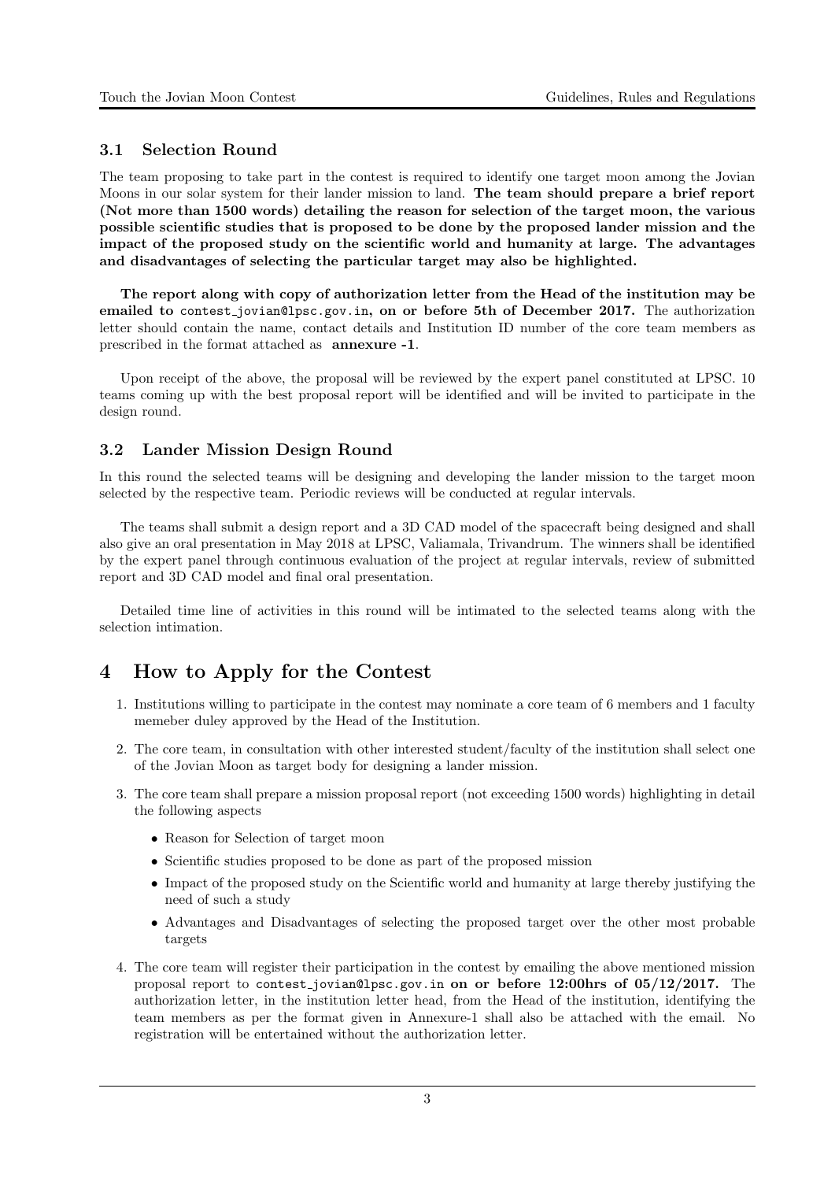### 3.1 Selection Round

The team proposing to take part in the contest is required to identify one target moon among the Jovian Moons in our solar system for their lander mission to land. **The team should prepare a brief report (Not more than 1500 words) detailing the reason for selection of the target moon, the various possible scientific studies that is proposed to be done by the proposed lander mission and the impact of the proposed study on the scientific world and humanity at large. The advantages and disadvantages of selecting the particular target may also be highlighted.**

**The report along with copy of authorization letter from the Head of the institution may be emailed to** `contest_jovian@lpsc.gov.in`**, on or before 5th of December 2017.** The authorization letter should contain the name, contact details and Institution ID number of the core team members as prescribed in the format attached as **annexure -1**.

Upon receipt of the above, the proposal will be reviewed by the expert panel constituted at LPSC. 10 teams coming up with the best proposal report will be identified and will be invited to participate in the design round.

### 3.2 Lander Mission Design Round

In this round the selected teams will be designing and developing the lander mission to the target moon selected by the respective team. Periodic reviews will be conducted at regular intervals.

The teams shall submit a design report and a 3D CAD model of the spacecraft being designed and shall also give an oral presentation in May 2018 at LPSC, Valiamala, Trivandrum. The winners shall be identified by the expert panel through continuous evaluation of the project at regular intervals, review of submitted report and 3D CAD model and final oral presentation.

Detailed time line of activities in this round will be intimated to the selected teams along with the selection intimation.

## 4 How to Apply for the Contest

1. Institutions willing to participate in the contest may nominate a core team of 6 members and 1 faculty memeber duley approved by the Head of the Institution.
2. The core team, in consultation with other interested student/faculty of the institution shall select one of the Jovian Moon as target body for designing a lander mission.
3. The core team shall prepare a mission proposal report (not exceeding 1500 words) highlighting in detail the following aspects
   - Reason for Selection of target moon
   - Scientific studies proposed to be done as part of the proposed mission
   - Impact of the proposed study on the Scientific world and humanity at large thereby justifying the need of such a study
   - Advantages and Disadvantages of selecting the proposed target over the other most probable targets
4. The core team will register their participation in the contest by emailing the above mentioned mission proposal report to `contest_jovian@lpsc.gov.in` **on or before 12:00hrs of 05/12/2017.** The authorization letter, in the institution letter head, from the Head of the institution, identifying the team members as per the format given in Annexure-1 shall also be attached with the email. No registration will be entertained without the authorization letter.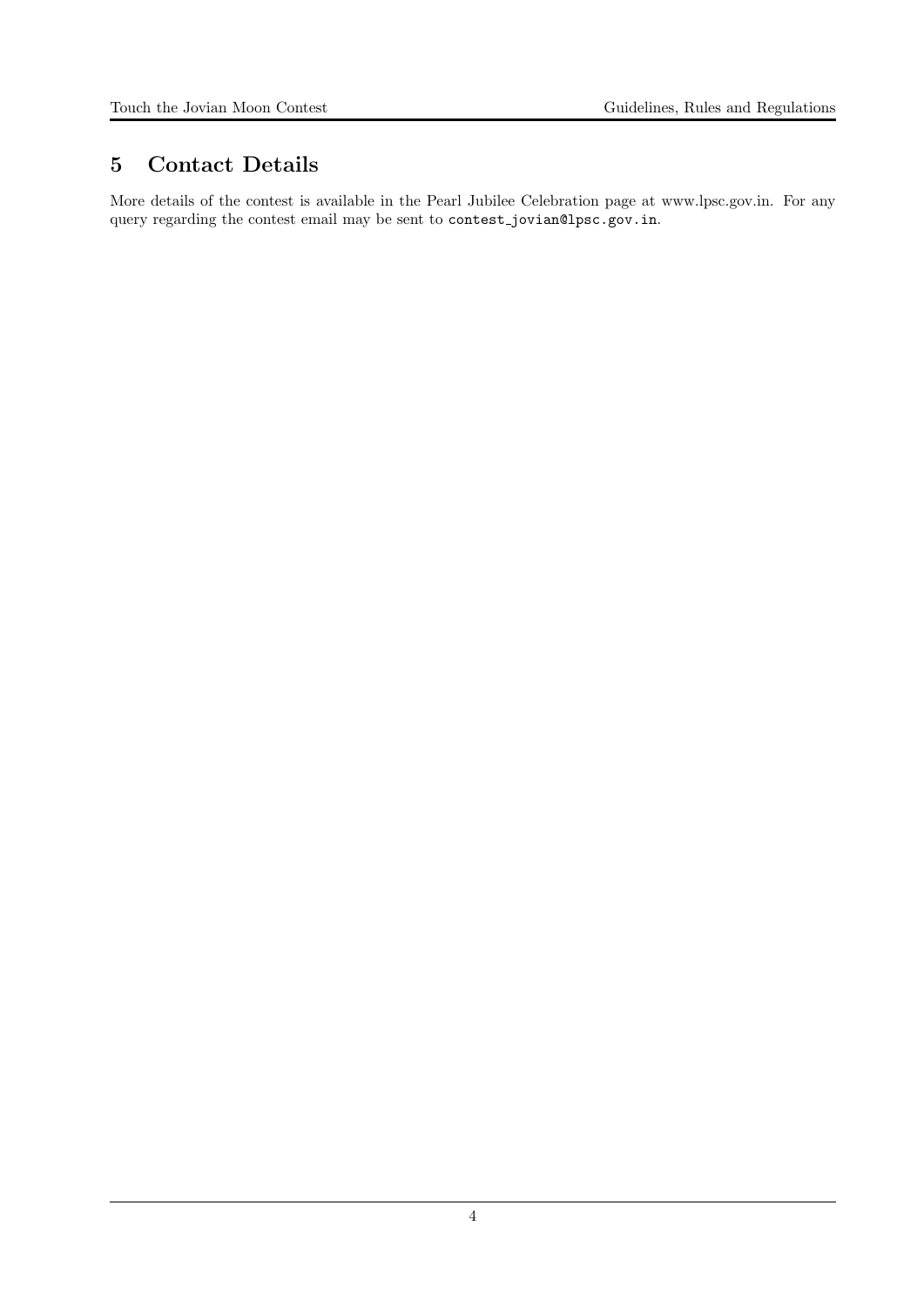## 5 Contact Details

More details of the contest is available in the Pearl Jubilee Celebration page at www.lpsc.gov.in. For any query regarding the contest email may be sent to `contest_jovian@lpsc.gov.in`.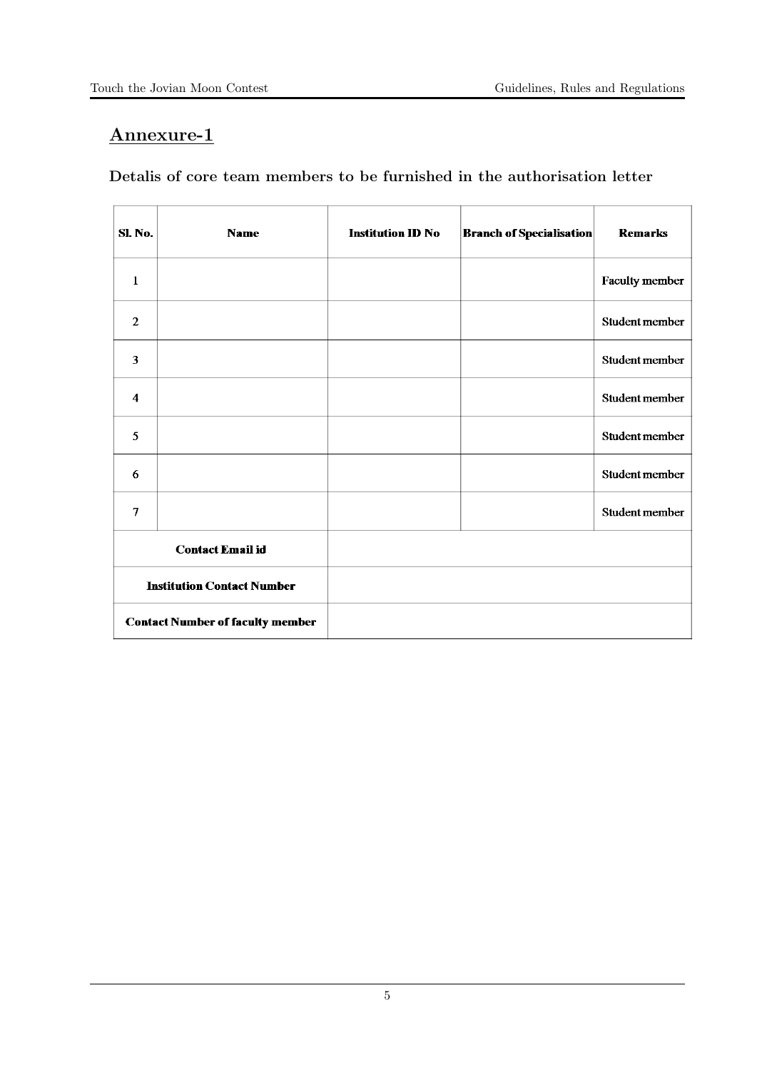## Annexure-1

**Detalis of core team members to be furnished in the authorisation letter**

| Sl. No. | Name | Institution ID No | Branch of Specialisation | Remarks |
|---|---|---|---|---|
| 1 | | | | Faculty member |
| 2 | | | | Student member |
| 3 | | | | Student member |
| 4 | | | | Student member |
| 5 | | | | Student member |
| 6 | | | | Student member |
| 7 | | | | Student member |
| **Contact Email id** | | | | |
| **Institution Contact Number** | | | | |
| **Contact Number of faculty member** | | | | |